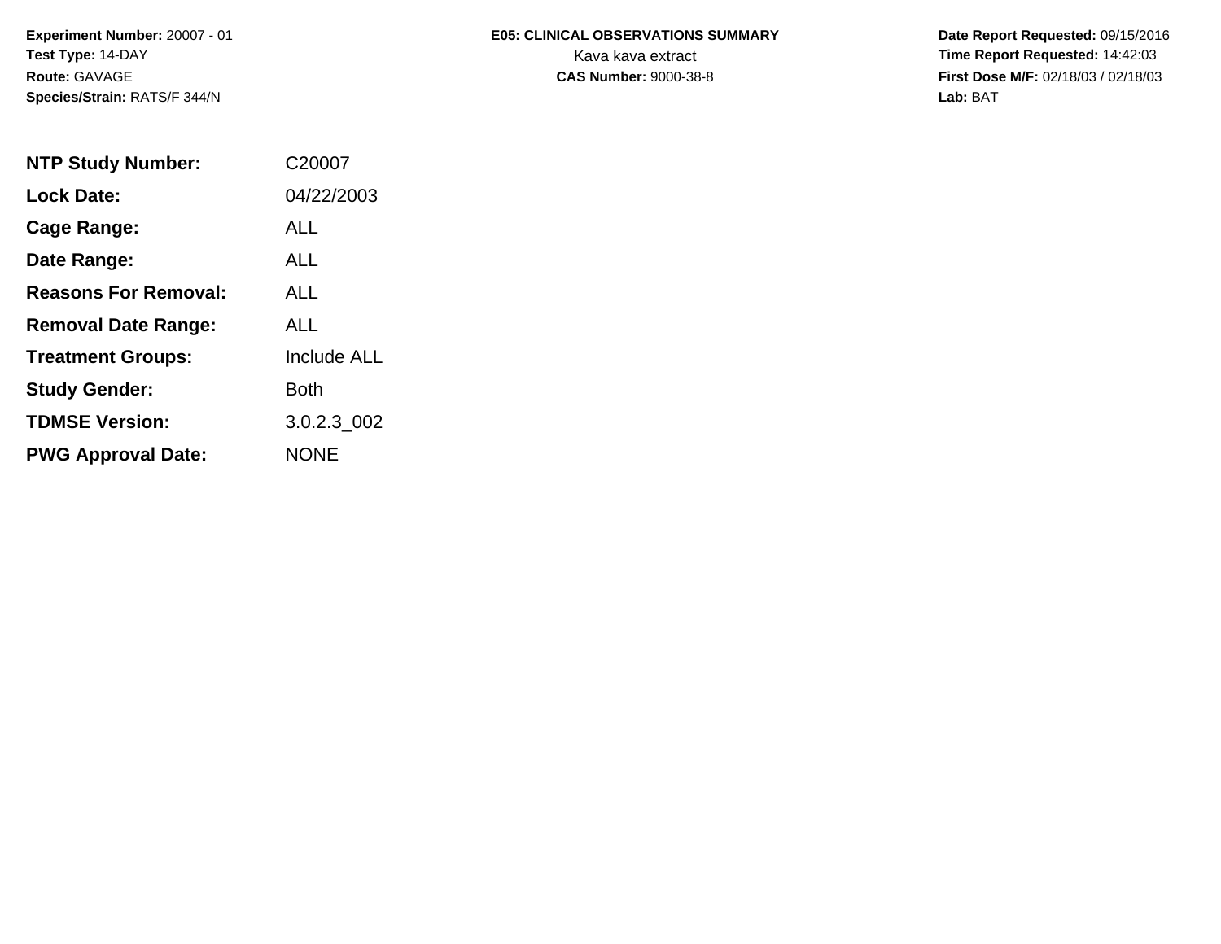**Experiment Number:** 20007 - 01
**Test Type:** 14-DAY
**Route:** GAVAGE
**Species/Strain:** RATS/F 344/N

**E05: CLINICAL OBSERVATIONS SUMMARY**
Kava kava extract
**CAS Number:** 9000-38-8

**Date Report Requested:** 09/15/2016
**Time Report Requested:** 14:42:03
**First Dose M/F:** 02/18/03 / 02/18/03
**Lab:** BAT

| | |
|---|---|
| **NTP Study Number:** | C20007 |
| **Lock Date:** | 04/22/2003 |
| **Cage Range:** | ALL |
| **Date Range:** | ALL |
| **Reasons For Removal:** | ALL |
| **Removal Date Range:** | ALL |
| **Treatment Groups:** | Include ALL |
| **Study Gender:** | Both |
| **TDMSE Version:** | 3.0.2.3_002 |
| **PWG Approval Date:** | NONE |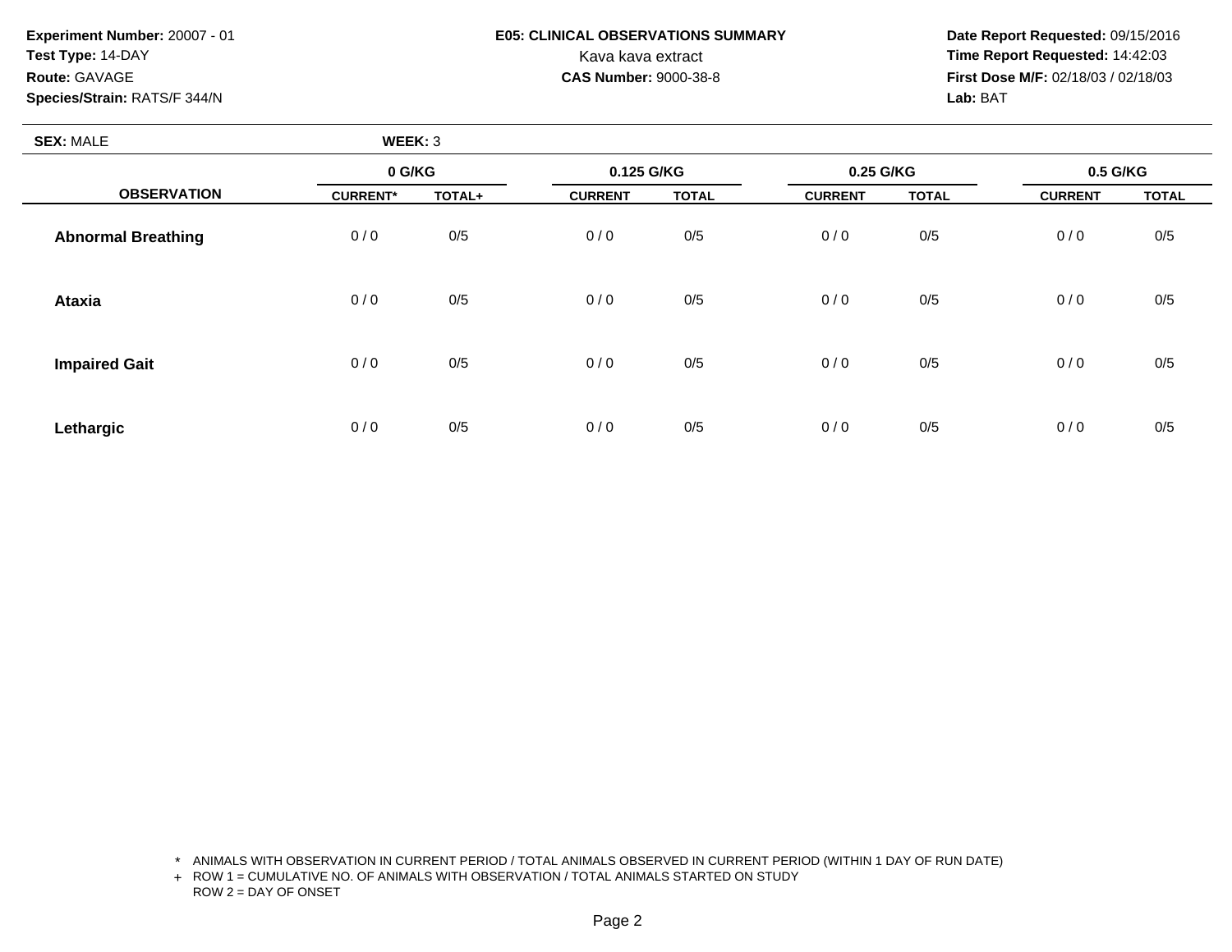**Experiment Number:** 20007 - 01
**Test Type:** 14-DAY
**Route:** GAVAGE
**Species/Strain:** RATS/F 344/N

**E05: CLINICAL OBSERVATIONS SUMMARY**
Kava kava extract
**CAS Number:** 9000-38-8

**Date Report Requested:** 09/15/2016
**Time Report Requested:** 14:42:03
**First Dose M/F:** 02/18/03 / 02/18/03
**Lab:** BAT

**SEX:** MALE **WEEK:** 3

| | 0 G/KG | | 0.125 G/KG | | 0.25 G/KG | | 0.5 G/KG | |
|---|---|---|---|---|---|---|---|---|
| **OBSERVATION** | **CURRENT*** | **TOTAL+** | **CURRENT** | **TOTAL** | **CURRENT** | **TOTAL** | **CURRENT** | **TOTAL** |
| **Abnormal Breathing** | 0 / 0 | 0/5 | 0 / 0 | 0/5 | 0 / 0 | 0/5 | 0 / 0 | 0/5 |
| **Ataxia** | 0 / 0 | 0/5 | 0 / 0 | 0/5 | 0 / 0 | 0/5 | 0 / 0 | 0/5 |
| **Impaired Gait** | 0 / 0 | 0/5 | 0 / 0 | 0/5 | 0 / 0 | 0/5 | 0 / 0 | 0/5 |
| **Lethargic** | 0 / 0 | 0/5 | 0 / 0 | 0/5 | 0 / 0 | 0/5 | 0 / 0 | 0/5 |

\* ANIMALS WITH OBSERVATION IN CURRENT PERIOD / TOTAL ANIMALS OBSERVED IN CURRENT PERIOD (WITHIN 1 DAY OF RUN DATE)
\+ ROW 1 = CUMULATIVE NO. OF ANIMALS WITH OBSERVATION / TOTAL ANIMALS STARTED ON STUDY
ROW 2 = DAY OF ONSET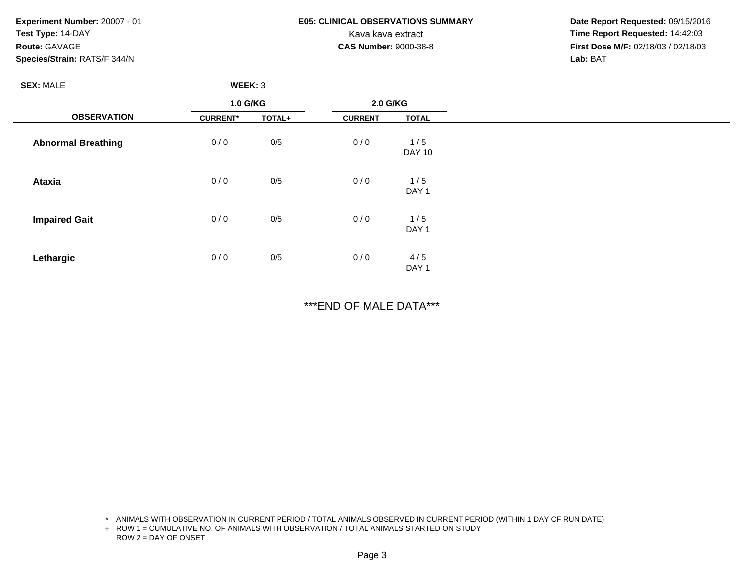**Experiment Number:** 20007 - 01
**Test Type:** 14-DAY
**Route:** GAVAGE
**Species/Strain:** RATS/F 344/N

**E05: CLINICAL OBSERVATIONS SUMMARY**
Kava kava extract
**CAS Number:** 9000-38-8

**Date Report Requested:** 09/15/2016
**Time Report Requested:** 14:42:03
**First Dose M/F:** 02/18/03 / 02/18/03
**Lab:** BAT

**SEX:** MALE **WEEK:** 3

| OBSERVATION | 1.0 G/KG | | 2.0 G/KG | |
|---|---|---|---|---|
| | CURRENT* | TOTAL+ | CURRENT | TOTAL |
| Abnormal Breathing | 0 / 0 | 0/5 | 0 / 0 | 1 / 5<br>DAY 10 |
| Ataxia | 0 / 0 | 0/5 | 0 / 0 | 1 / 5<br>DAY 1 |
| Impaired Gait | 0 / 0 | 0/5 | 0 / 0 | 1 / 5<br>DAY 1 |
| Lethargic | 0 / 0 | 0/5 | 0 / 0 | 4 / 5<br>DAY 1 |

***END OF MALE DATA***

* ANIMALS WITH OBSERVATION IN CURRENT PERIOD / TOTAL ANIMALS OBSERVED IN CURRENT PERIOD (WITHIN 1 DAY OF RUN DATE)
+ ROW 1 = CUMULATIVE NO. OF ANIMALS WITH OBSERVATION / TOTAL ANIMALS STARTED ON STUDY
ROW 2 = DAY OF ONSET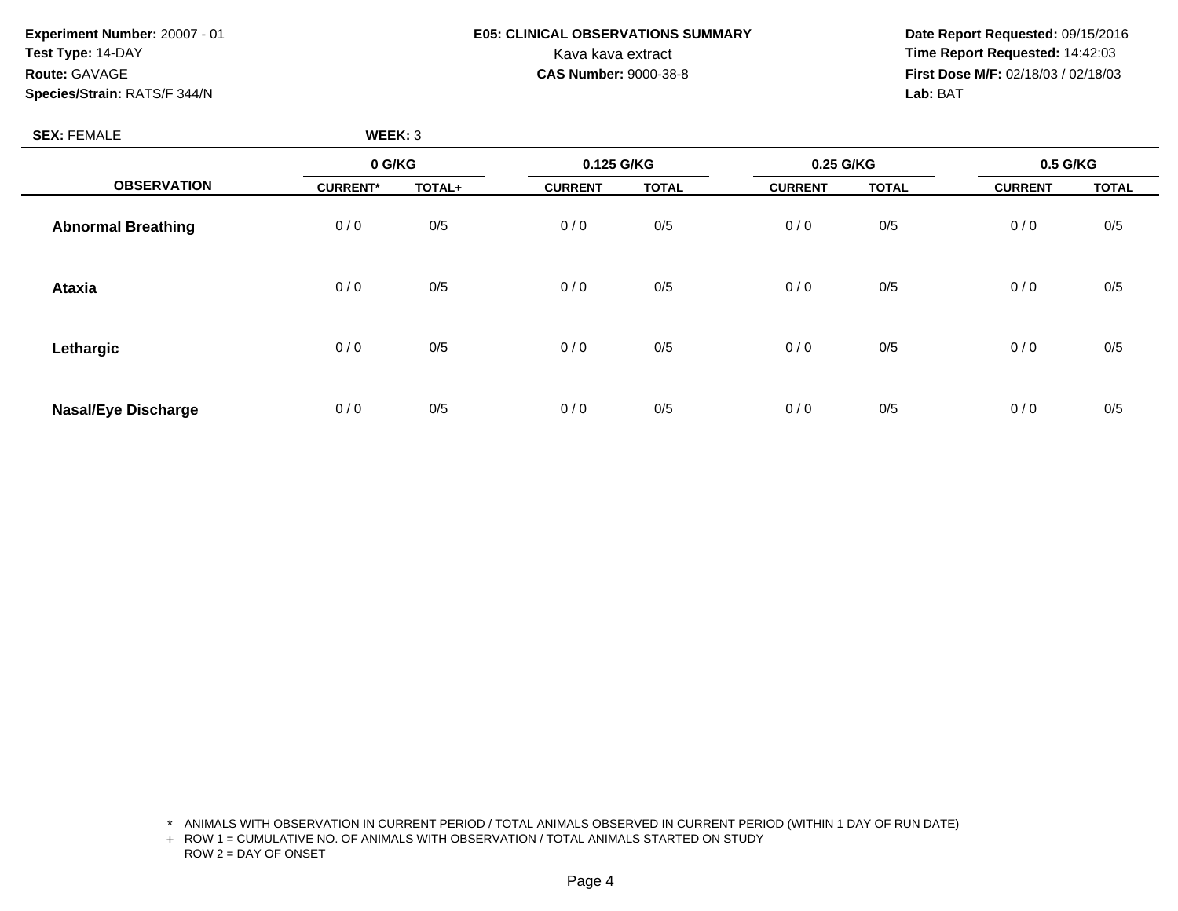**Experiment Number:** 20007 - 01
**Test Type:** 14-DAY
**Route:** GAVAGE
**Species/Strain:** RATS/F 344/N

**E05: CLINICAL OBSERVATIONS SUMMARY**
Kava kava extract
**CAS Number:** 9000-38-8

**Date Report Requested:** 09/15/2016
**Time Report Requested:** 14:42:03
**First Dose M/F:** 02/18/03 / 02/18/03
**Lab:** BAT

**SEX:** FEMALE **WEEK:** 3

| OBSERVATION | 0 G/KG | | 0.125 G/KG | | 0.25 G/KG | | 0.5 G/KG | |
|---|---|---|---|---|---|---|---|---|
| | CURRENT* | TOTAL+ | CURRENT | TOTAL | CURRENT | TOTAL | CURRENT | TOTAL |
| **Abnormal Breathing** | 0 / 0 | 0/5 | 0 / 0 | 0/5 | 0 / 0 | 0/5 | 0 / 0 | 0/5 |
| **Ataxia** | 0 / 0 | 0/5 | 0 / 0 | 0/5 | 0 / 0 | 0/5 | 0 / 0 | 0/5 |
| **Lethargic** | 0 / 0 | 0/5 | 0 / 0 | 0/5 | 0 / 0 | 0/5 | 0 / 0 | 0/5 |
| **Nasal/Eye Discharge** | 0 / 0 | 0/5 | 0 / 0 | 0/5 | 0 / 0 | 0/5 | 0 / 0 | 0/5 |

\* ANIMALS WITH OBSERVATION IN CURRENT PERIOD / TOTAL ANIMALS OBSERVED IN CURRENT PERIOD (WITHIN 1 DAY OF RUN DATE)
+ ROW 1 = CUMULATIVE NO. OF ANIMALS WITH OBSERVATION / TOTAL ANIMALS STARTED ON STUDY
ROW 2 = DAY OF ONSET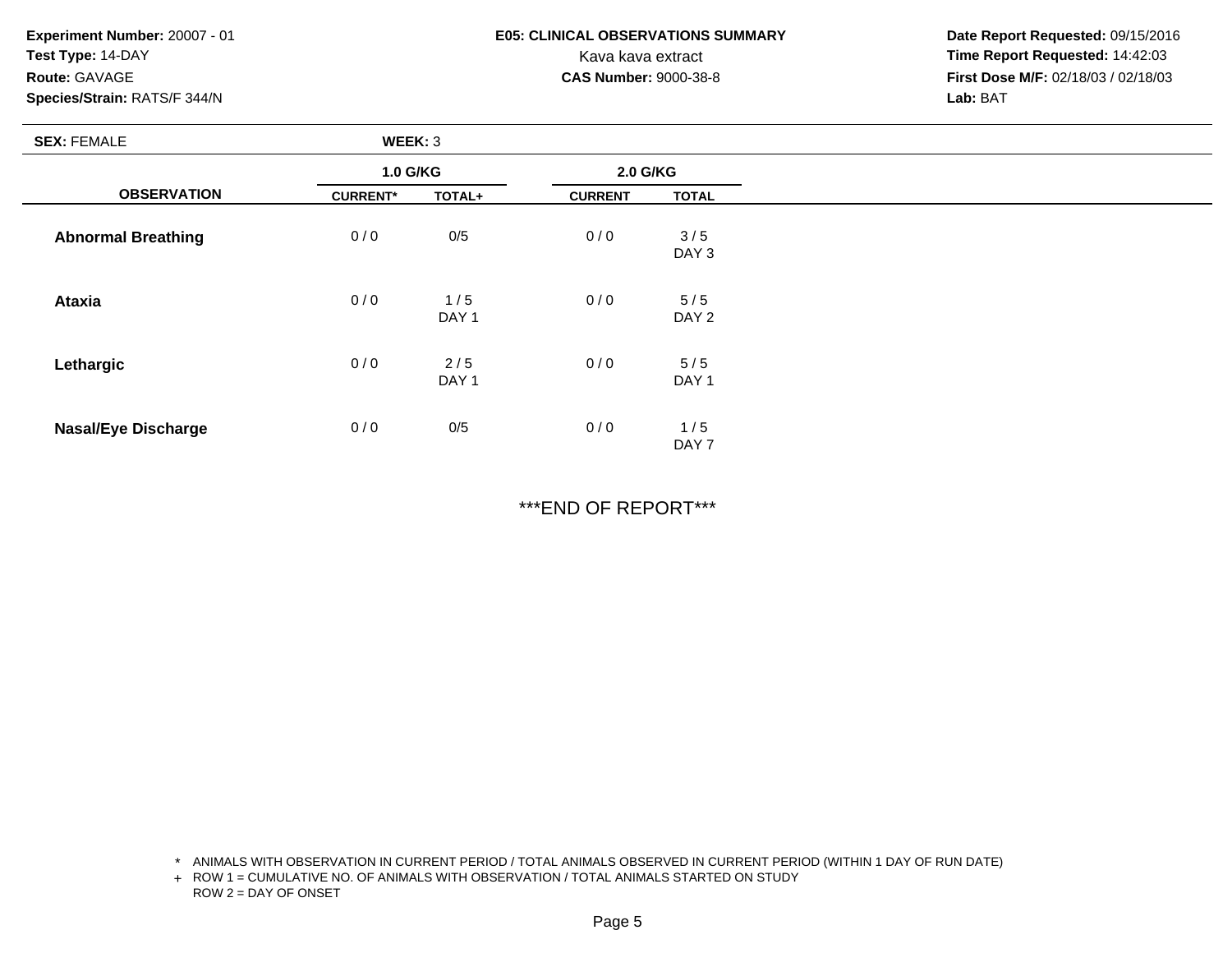**Experiment Number:** 20007 - 01
**Test Type:** 14-DAY
**Route:** GAVAGE
**Species/Strain:** RATS/F 344/N

**E05: CLINICAL OBSERVATIONS SUMMARY**
Kava kava extract
**CAS Number:** 9000-38-8

**Date Report Requested:** 09/15/2016
**Time Report Requested:** 14:42:03
**First Dose M/F:** 02/18/03 / 02/18/03
**Lab:** BAT

**SEX:** FEMALE **WEEK:** 3

| OBSERVATION | 1.0 G/KG | | 2.0 G/KG | |
|---|---|---|---|---|
| | CURRENT* | TOTAL+ | CURRENT | TOTAL |
| Abnormal Breathing | 0 / 0 | 0/5 | 0 / 0 | 3 / 5<br>DAY 3 |
| Ataxia | 0 / 0 | 1 / 5<br>DAY 1 | 0 / 0 | 5 / 5<br>DAY 2 |
| Lethargic | 0 / 0 | 2 / 5<br>DAY 1 | 0 / 0 | 5 / 5<br>DAY 1 |
| Nasal/Eye Discharge | 0 / 0 | 0/5 | 0 / 0 | 1 / 5<br>DAY 7 |

***END OF REPORT***

* ANIMALS WITH OBSERVATION IN CURRENT PERIOD / TOTAL ANIMALS OBSERVED IN CURRENT PERIOD (WITHIN 1 DAY OF RUN DATE)
+ ROW 1 = CUMULATIVE NO. OF ANIMALS WITH OBSERVATION / TOTAL ANIMALS STARTED ON STUDY
ROW 2 = DAY OF ONSET